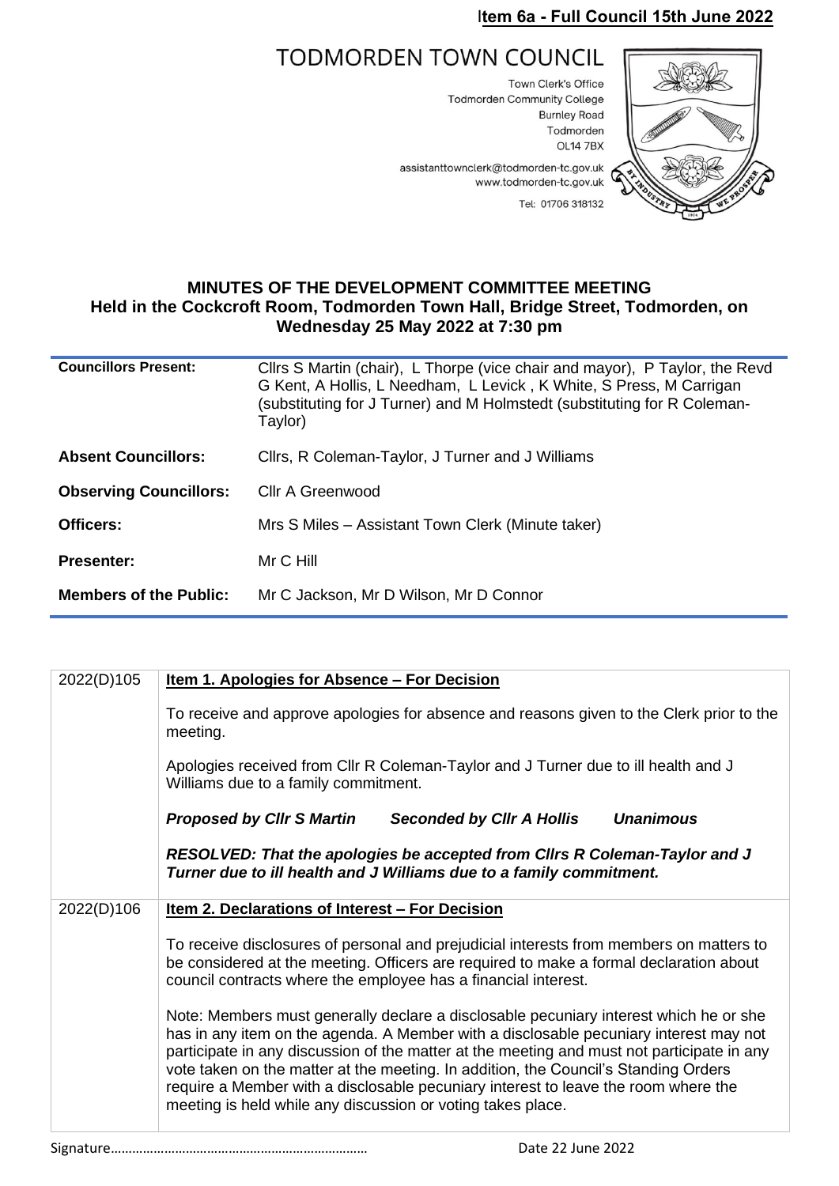**Item 6a - Full Council 15th June 2022**

# TODMORDEN TOWN COUNCIL

Town Clerk's Office
Todmorden Community College
Burnley Road
Todmorden
OL14 7BX

assistanttownclerk@todmorden-tc.gov.uk
www.todmorden-tc.gov.uk

Tel: 01706 318132

## MINUTES OF THE DEVELOPMENT COMMITTEE MEETING
## Held in the Cockcroft Room, Todmorden Town Hall, Bridge Street, Todmorden, on Wednesday 25 May 2022 at 7:30 pm

| | |
|---|---|
| **Councillors Present:** | Cllrs S Martin (chair), L Thorpe (vice chair and mayor), P Taylor, the Revd G Kent, A Hollis, L Needham, L Levick , K White, S Press, M Carrigan (substituting for J Turner) and M Holmstedt (substituting for R Coleman-Taylor) |
| **Absent Councillors:** | Cllrs, R Coleman-Taylor, J Turner and J Williams |
| **Observing Councillors:** | Cllr A Greenwood |
| **Officers:** | Mrs S Miles – Assistant Town Clerk (Minute taker) |
| **Presenter:** | Mr C Hill |
| **Members of the Public:** | Mr C Jackson, Mr D Wilson, Mr D Connor |

| | |
|---|---|
| 2022(D)105 | **Item 1. Apologies for Absence – For Decision**<br><br>To receive and approve apologies for absence and reasons given to the Clerk prior to the meeting.<br><br>Apologies received from Cllr R Coleman-Taylor and J Turner due to ill health and J Williams due to a family commitment.<br><br>***Proposed by Cllr S Martin Seconded by Cllr A Hollis Unanimous***<br><br>***RESOLVED: That the apologies be accepted from Cllrs R Coleman-Taylor and J Turner due to ill health and J Williams due to a family commitment.*** |
| 2022(D)106 | **Item 2. Declarations of Interest – For Decision**<br><br>To receive disclosures of personal and prejudicial interests from members on matters to be considered at the meeting. Officers are required to make a formal declaration about council contracts where the employee has a financial interest.<br><br>Note: Members must generally declare a disclosable pecuniary interest which he or she has in any item on the agenda. A Member with a disclosable pecuniary interest may not participate in any discussion of the matter at the meeting and must not participate in any vote taken on the matter at the meeting. In addition, the Council's Standing Orders require a Member with a disclosable pecuniary interest to leave the room where the meeting is held while any discussion or voting takes place. |

Signature……………………………………………………………… Date 22 June 2022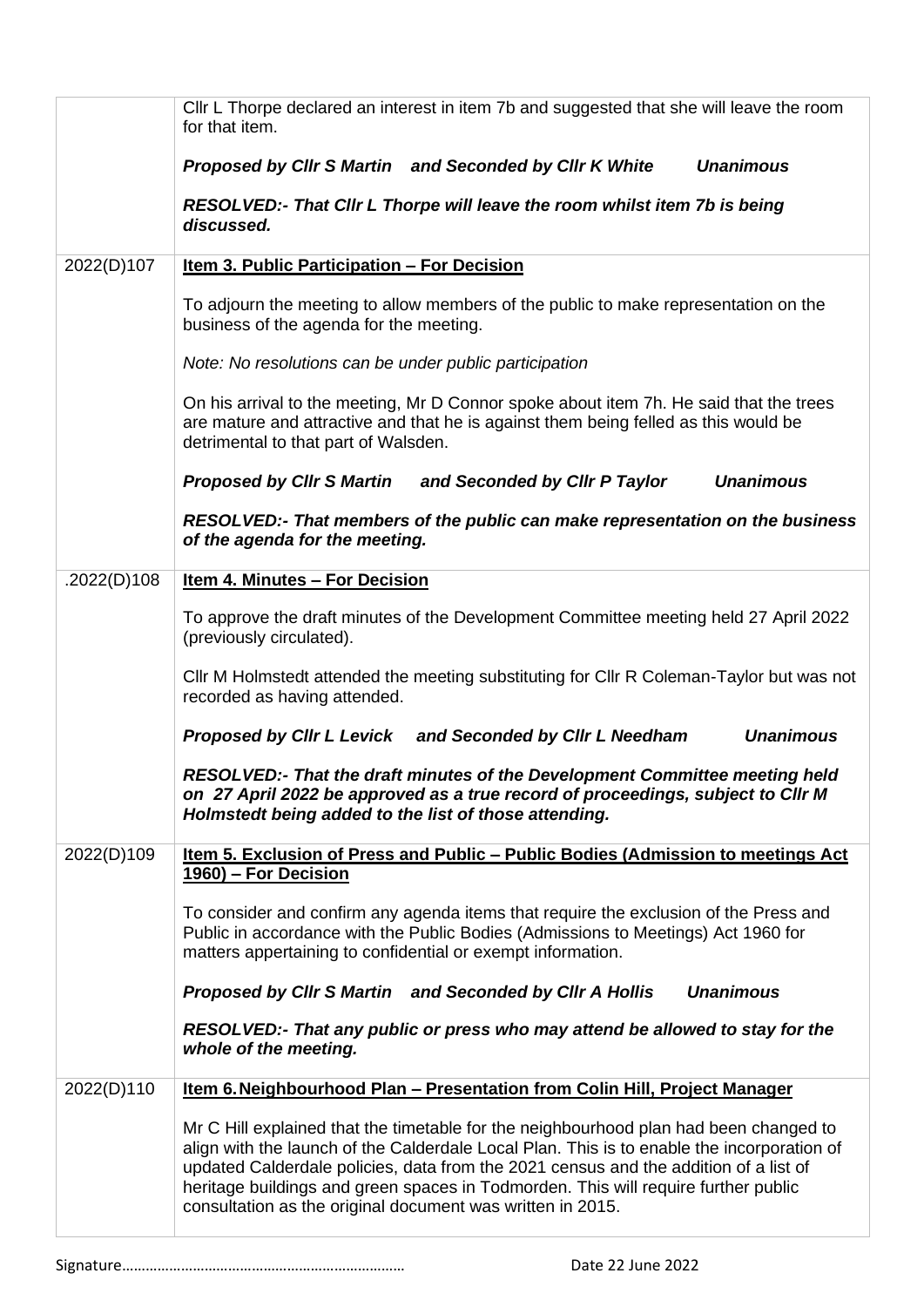| | |
|---|---|
| | Cllr L Thorpe declared an interest in item 7b and suggested that she will leave the room for that item.<br><br>***Proposed by Cllr S Martin and Seconded by Cllr K White Unanimous***<br><br>***RESOLVED:- That Cllr L Thorpe will leave the room whilst item 7b is being discussed.*** |
| 2022(D)107 | **<u>Item 3. Public Participation – For Decision</u>**<br><br>To adjourn the meeting to allow members of the public to make representation on the business of the agenda for the meeting.<br><br>*Note: No resolutions can be under public participation*<br><br>On his arrival to the meeting, Mr D Connor spoke about item 7h. He said that the trees are mature and attractive and that he is against them being felled as this would be detrimental to that part of Walsden.<br><br>***Proposed by Cllr S Martin and Seconded by Cllr P Taylor Unanimous***<br><br>***RESOLVED:- That members of the public can make representation on the business of the agenda for the meeting.*** |
| .2022(D)108 | **<u>Item 4. Minutes – For Decision</u>**<br><br>To approve the draft minutes of the Development Committee meeting held 27 April 2022 (previously circulated).<br><br>Cllr M Holmstedt attended the meeting substituting for Cllr R Coleman-Taylor but was not recorded as having attended.<br><br>***Proposed by Cllr L Levick and Seconded by Cllr L Needham Unanimous***<br><br>***RESOLVED:- That the draft minutes of the Development Committee meeting held on 27 April 2022 be approved as a true record of proceedings, subject to Cllr M Holmstedt being added to the list of those attending.*** |
| 2022(D)109 | **<u>Item 5. Exclusion of Press and Public – Public Bodies (Admission to meetings Act 1960) – For Decision</u>**<br><br>To consider and confirm any agenda items that require the exclusion of the Press and Public in accordance with the Public Bodies (Admissions to Meetings) Act 1960 for matters appertaining to confidential or exempt information.<br><br>***Proposed by Cllr S Martin and Seconded by Cllr A Hollis Unanimous***<br><br>***RESOLVED:- That any public or press who may attend be allowed to stay for the whole of the meeting.*** |
| 2022(D)110 | **<u>Item 6. Neighbourhood Plan – Presentation from Colin Hill, Project Manager</u>**<br><br>Mr C Hill explained that the timetable for the neighbourhood plan had been changed to align with the launch of the Calderdale Local Plan. This is to enable the incorporation of updated Calderdale policies, data from the 2021 census and the addition of a list of heritage buildings and green spaces in Todmorden. This will require further public consultation as the original document was written in 2015. |

Signature…………………………………………………………… Date 22 June 2022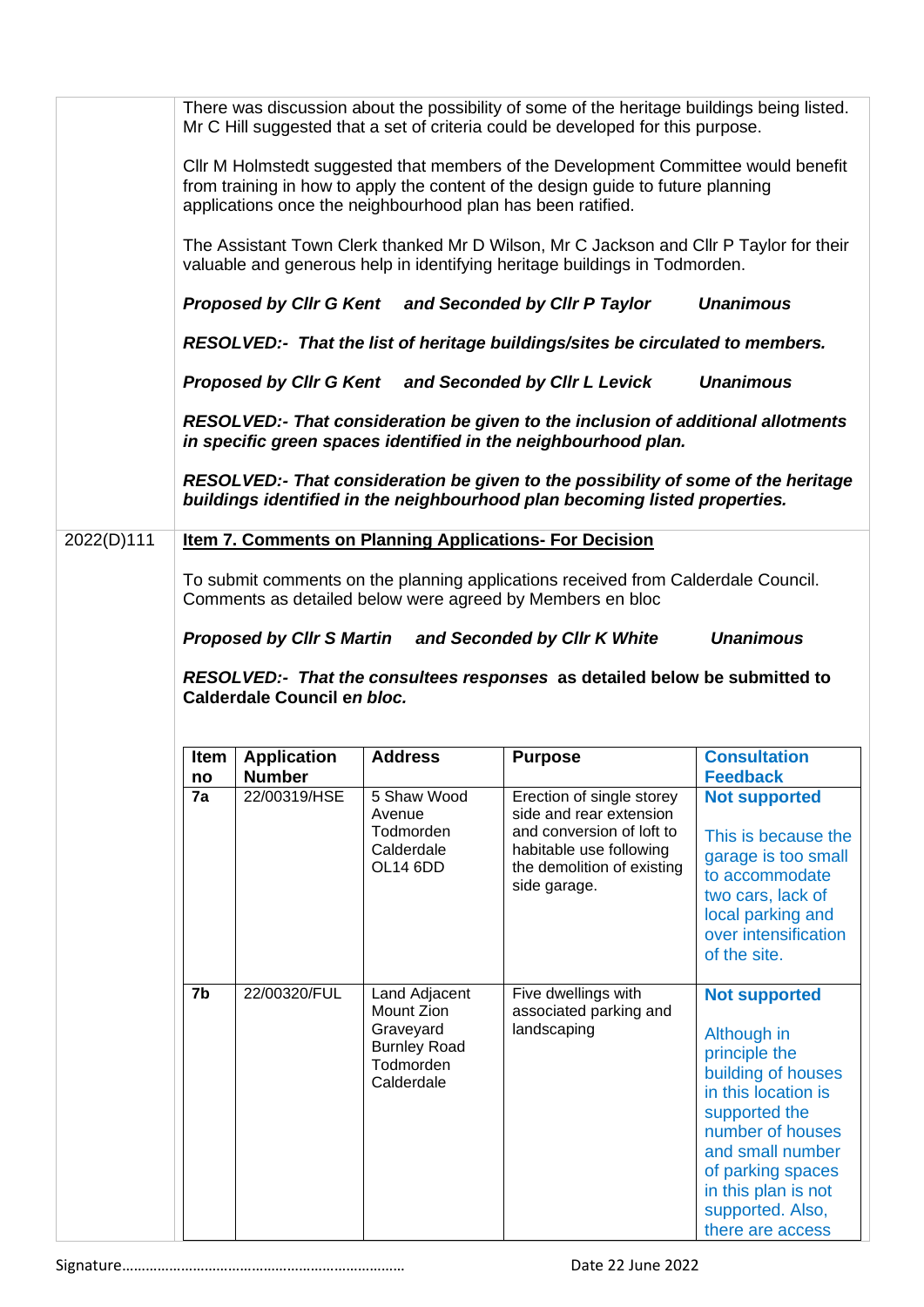There was discussion about the possibility of some of the heritage buildings being listed. Mr C Hill suggested that a set of criteria could be developed for this purpose.

Cllr M Holmstedt suggested that members of the Development Committee would benefit from training in how to apply the content of the design guide to future planning applications once the neighbourhood plan has been ratified.

The Assistant Town Clerk thanked Mr D Wilson, Mr C Jackson and Cllr P Taylor for their valuable and generous help in identifying heritage buildings in Todmorden.

***Proposed by Cllr G Kent and Seconded by Cllr P Taylor Unanimous***

***RESOLVED:- That the list of heritage buildings/sites be circulated to members.***

***Proposed by Cllr G Kent and Seconded by Cllr L Levick Unanimous***

***RESOLVED:- That consideration be given to the inclusion of additional allotments in specific green spaces identified in the neighbourhood plan.***

***RESOLVED:- That consideration be given to the possibility of some of the heritage buildings identified in the neighbourhood plan becoming listed properties.***

2022(D)111

**Item 7. Comments on Planning Applications- For Decision**

To submit comments on the planning applications received from Calderdale Council. Comments as detailed below were agreed by Members en bloc

***Proposed by Cllr S Martin and Seconded by Cllr K White Unanimous***

***RESOLVED:- That the consultees responses*** **as detailed below be submitted to Calderdale Council e*n bloc.***

| Item no | Application Number | Address | Purpose | Consultation Feedback |
|---|---|---|---|---|
| **7a** | 22/00319/HSE | 5 Shaw Wood Avenue Todmorden Calderdale OL14 6DD | Erection of single storey side and rear extension and conversion of loft to habitable use following the demolition of existing side garage. | **Not supported** This is because the garage is too small to accommodate two cars, lack of local parking and over intensification of the site. |
| **7b** | 22/00320/FUL | Land Adjacent Mount Zion Graveyard Burnley Road Todmorden Calderdale | Five dwellings with associated parking and landscaping | **Not supported** Although in principle the building of houses in this location is supported the number of houses and small number of parking spaces in this plan is not supported. Also, there are access |

Signature……………………………………………………………… Date 22 June 2022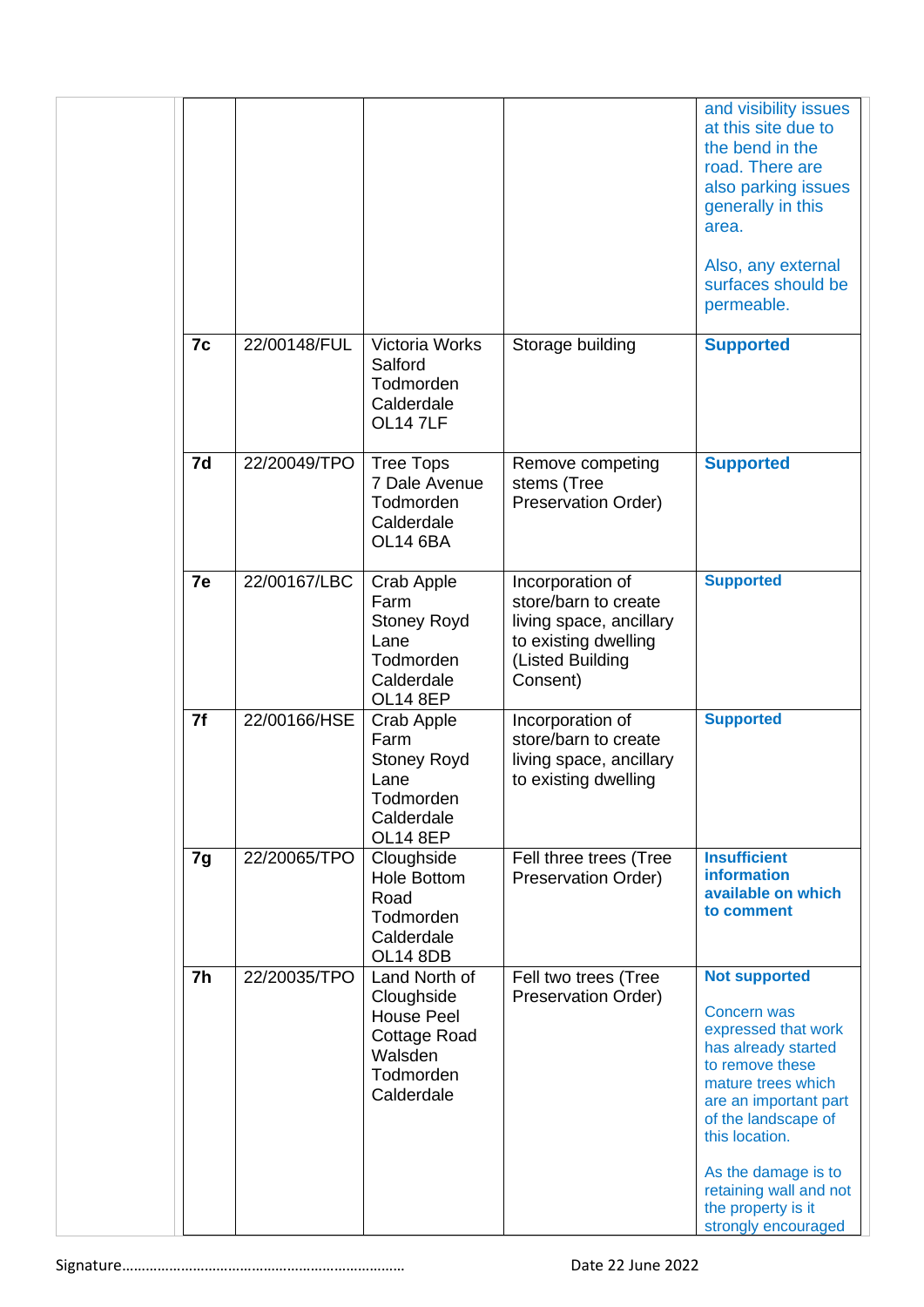| | | | | |
|---|---|---|---|---|
| | | | | and visibility issues at this site due to the bend in the road. There are also parking issues generally in this area.<br><br>Also, any external surfaces should be permeable. |
| **7c** | 22/00148/FUL | Victoria Works Salford Todmorden Calderdale OL14 7LF | Storage building | **Supported** |
| **7d** | 22/20049/TPO | Tree Tops 7 Dale Avenue Todmorden Calderdale OL14 6BA | Remove competing stems (Tree Preservation Order) | **Supported** |
| **7e** | 22/00167/LBC | Crab Apple Farm Stoney Royd Lane Todmorden Calderdale OL14 8EP | Incorporation of store/barn to create living space, ancillary to existing dwelling (Listed Building Consent) | **Supported** |
| **7f** | 22/00166/HSE | Crab Apple Farm Stoney Royd Lane Todmorden Calderdale OL14 8EP | Incorporation of store/barn to create living space, ancillary to existing dwelling | **Supported** |
| **7g** | 22/20065/TPO | Cloughside Hole Bottom Road Todmorden Calderdale OL14 8DB | Fell three trees (Tree Preservation Order) | **Insufficient information available on which to comment** |
| **7h** | 22/20035/TPO | Land North of Cloughside House Peel Cottage Road Walsden Todmorden Calderdale | Fell two trees (Tree Preservation Order) | **Not supported**<br><br>Concern was expressed that work has already started to remove these mature trees which are an important part of the landscape of this location.<br><br>As the damage is to retaining wall and not the property is it strongly encouraged |

Signature……………………………………………………………… Date 22 June 2022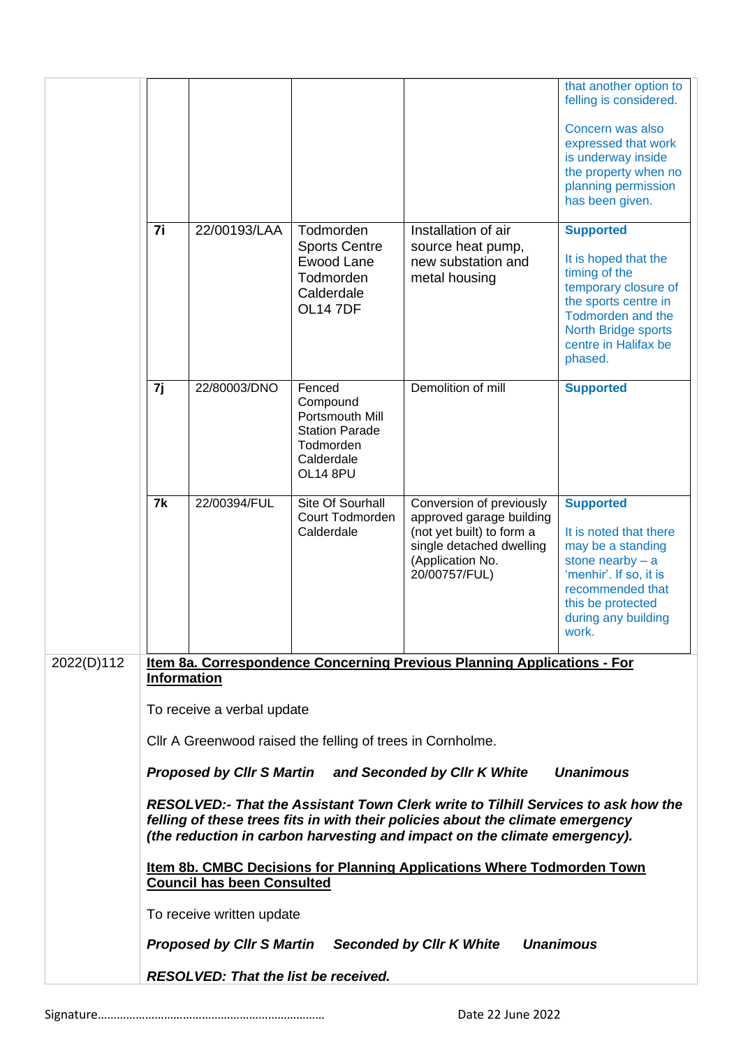| | | | | |
|---|---|---|---|---|
| | | | | that another option to felling is considered.<br><br>Concern was also expressed that work is underway inside the property when no planning permission has been given. |
| **7i** | 22/00193/LAA | Todmorden Sports Centre Ewood Lane Todmorden Calderdale OL14 7DF | Installation of air source heat pump, new substation and metal housing | **Supported**<br><br>It is hoped that the timing of the temporary closure of the sports centre in Todmorden and the North Bridge sports centre in Halifax be phased. |
| **7j** | 22/80003/DNO | Fenced Compound Portsmouth Mill Station Parade Todmorden Calderdale OL14 8PU | Demolition of mill | **Supported** |
| **7k** | 22/00394/FUL | Site Of Sourhall Court Todmorden Calderdale | Conversion of previously approved garage building (not yet built) to form a single detached dwelling (Application No. 20/00757/FUL) | **Supported**<br><br>It is noted that there may be a standing stone nearby – a 'menhir'. If so, it is recommended that this be protected during any building work. |

2022(D)112

**Item 8a. Correspondence Concerning Previous Planning Applications - For Information**

To receive a verbal update

Cllr A Greenwood raised the felling of trees in Cornholme.

***Proposed by Cllr S Martin and Seconded by Cllr K White Unanimous***

***RESOLVED:- That the Assistant Town Clerk write to Tilhill Services to ask how the felling of these trees fits in with their policies about the climate emergency (the reduction in carbon harvesting and impact on the climate emergency).***

**Item 8b. CMBC Decisions for Planning Applications Where Todmorden Town Council has been Consulted**

To receive written update

***Proposed by Cllr S Martin Seconded by Cllr K White Unanimous***

***RESOLVED: That the list be received.***

Signature……………………………………………………………… Date 22 June 2022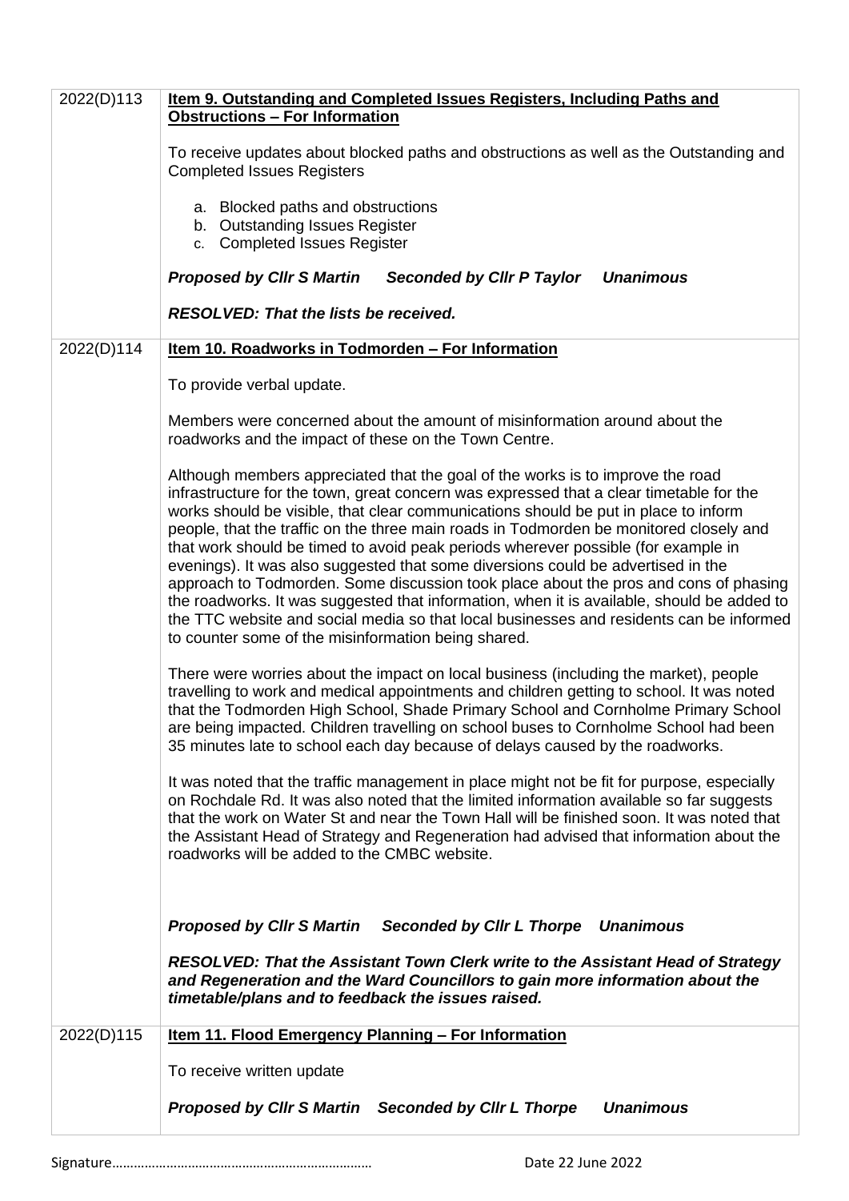| | |
|---|---|
| 2022(D)113 | **Item 9. Outstanding and Completed Issues Registers, Including Paths and Obstructions – For Information**<br><br>To receive updates about blocked paths and obstructions as well as the Outstanding and Completed Issues Registers<br><br>a. Blocked paths and obstructions<br>b. Outstanding Issues Register<br>c. Completed Issues Register<br><br>***Proposed by Cllr S Martin Seconded by Cllr P Taylor Unanimous***<br><br>***RESOLVED: That the lists be received.*** |
| 2022(D)114 | **Item 10. Roadworks in Todmorden – For Information**<br><br>To provide verbal update.<br><br>Members were concerned about the amount of misinformation around about the roadworks and the impact of these on the Town Centre.<br><br>Although members appreciated that the goal of the works is to improve the road infrastructure for the town, great concern was expressed that a clear timetable for the works should be visible, that clear communications should be put in place to inform people, that the traffic on the three main roads in Todmorden be monitored closely and that work should be timed to avoid peak periods wherever possible (for example in evenings). It was also suggested that some diversions could be advertised in the approach to Todmorden. Some discussion took place about the pros and cons of phasing the roadworks. It was suggested that information, when it is available, should be added to the TTC website and social media so that local businesses and residents can be informed to counter some of the misinformation being shared.<br><br>There were worries about the impact on local business (including the market), people travelling to work and medical appointments and children getting to school. It was noted that the Todmorden High School, Shade Primary School and Cornholme Primary School are being impacted. Children travelling on school buses to Cornholme School had been 35 minutes late to school each day because of delays caused by the roadworks.<br><br>It was noted that the traffic management in place might not be fit for purpose, especially on Rochdale Rd. It was also noted that the limited information available so far suggests that the work on Water St and near the Town Hall will be finished soon. It was noted that the Assistant Head of Strategy and Regeneration had advised that information about the roadworks will be added to the CMBC website.<br><br>***Proposed by Cllr S Martin Seconded by Cllr L Thorpe Unanimous***<br><br>***RESOLVED: That the Assistant Town Clerk write to the Assistant Head of Strategy and Regeneration and the Ward Councillors to gain more information about the timetable/plans and to feedback the issues raised.*** |
| 2022(D)115 | **Item 11. Flood Emergency Planning – For Information**<br><br>To receive written update<br><br>***Proposed by Cllr S Martin Seconded by Cllr L Thorpe Unanimous*** |

Signature……………………………………………………………… Date 22 June 2022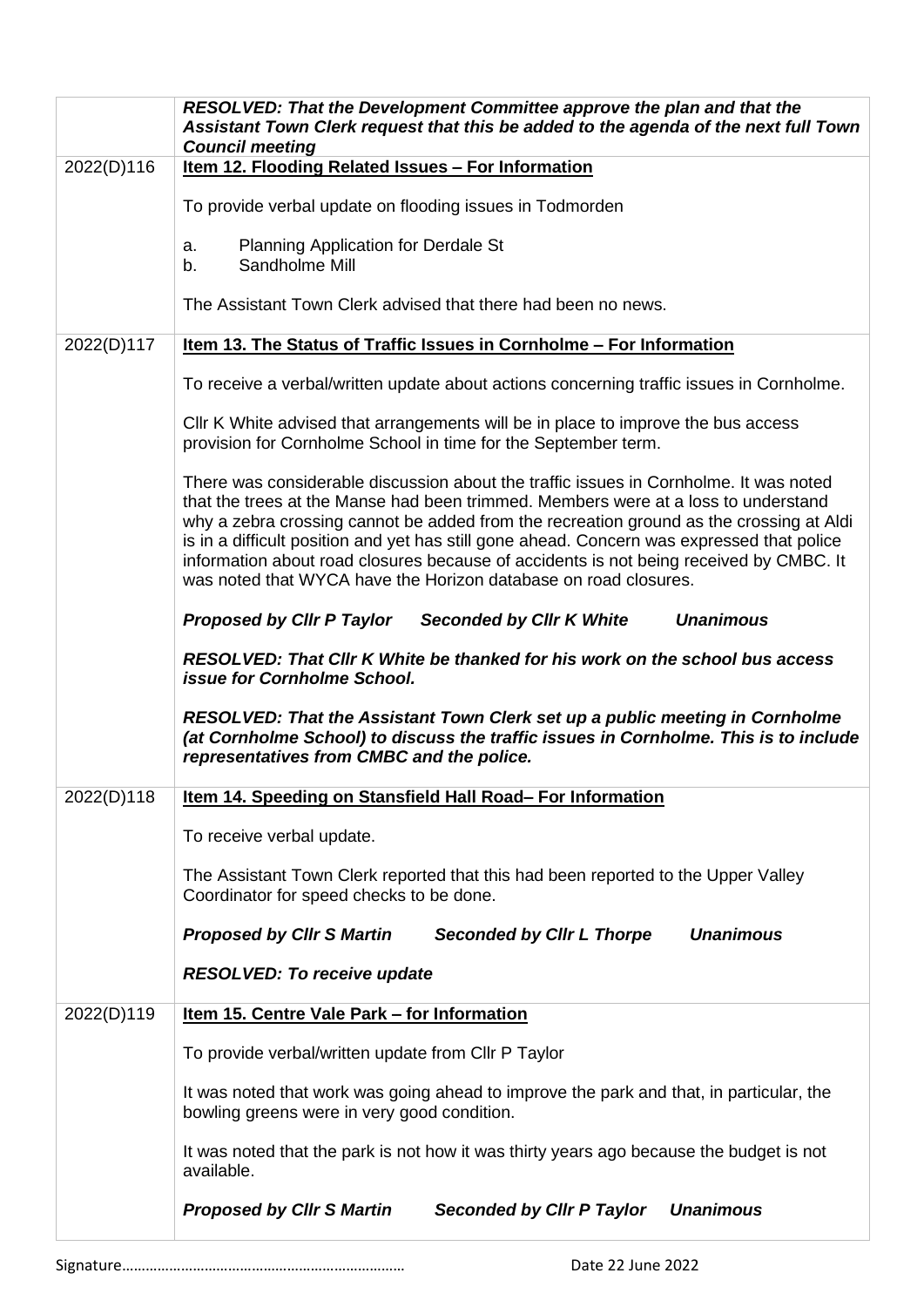| | |
|---|---|
| | ***RESOLVED: That the Development Committee approve the plan and that the Assistant Town Clerk request that this be added to the agenda of the next full Town Council meeting*** |
| 2022(D)116 | **Item 12. Flooding Related Issues – For Information**<br><br>To provide verbal update on flooding issues in Todmorden<br><br>a. Planning Application for Derdale St<br>b. Sandholme Mill<br><br>The Assistant Town Clerk advised that there had been no news. |
| 2022(D)117 | **Item 13. The Status of Traffic Issues in Cornholme – For Information**<br><br>To receive a verbal/written update about actions concerning traffic issues in Cornholme.<br><br>Cllr K White advised that arrangements will be in place to improve the bus access provision for Cornholme School in time for the September term.<br><br>There was considerable discussion about the traffic issues in Cornholme. It was noted that the trees at the Manse had been trimmed. Members were at a loss to understand why a zebra crossing cannot be added from the recreation ground as the crossing at Aldi is in a difficult position and yet has still gone ahead. Concern was expressed that police information about road closures because of accidents is not being received by CMBC. It was noted that WYCA have the Horizon database on road closures.<br><br>***Proposed by Cllr P Taylor Seconded by Cllr K White Unanimous***<br><br>***RESOLVED: That Cllr K White be thanked for his work on the school bus access issue for Cornholme School.***<br><br>***RESOLVED: That the Assistant Town Clerk set up a public meeting in Cornholme (at Cornholme School) to discuss the traffic issues in Cornholme. This is to include representatives from CMBC and the police.*** |
| 2022(D)118 | **Item 14. Speeding on Stansfield Hall Road– For Information**<br><br>To receive verbal update.<br><br>The Assistant Town Clerk reported that this had been reported to the Upper Valley Coordinator for speed checks to be done.<br><br>***Proposed by Cllr S Martin Seconded by Cllr L Thorpe Unanimous***<br><br>***RESOLVED: To receive update*** |
| 2022(D)119 | **Item 15. Centre Vale Park – for Information**<br><br>To provide verbal/written update from Cllr P Taylor<br><br>It was noted that work was going ahead to improve the park and that, in particular, the bowling greens were in very good condition.<br><br>It was noted that the park is not how it was thirty years ago because the budget is not available.<br><br>***Proposed by Cllr S Martin Seconded by Cllr P Taylor Unanimous*** |

Signature…………………………………………………………… Date 22 June 2022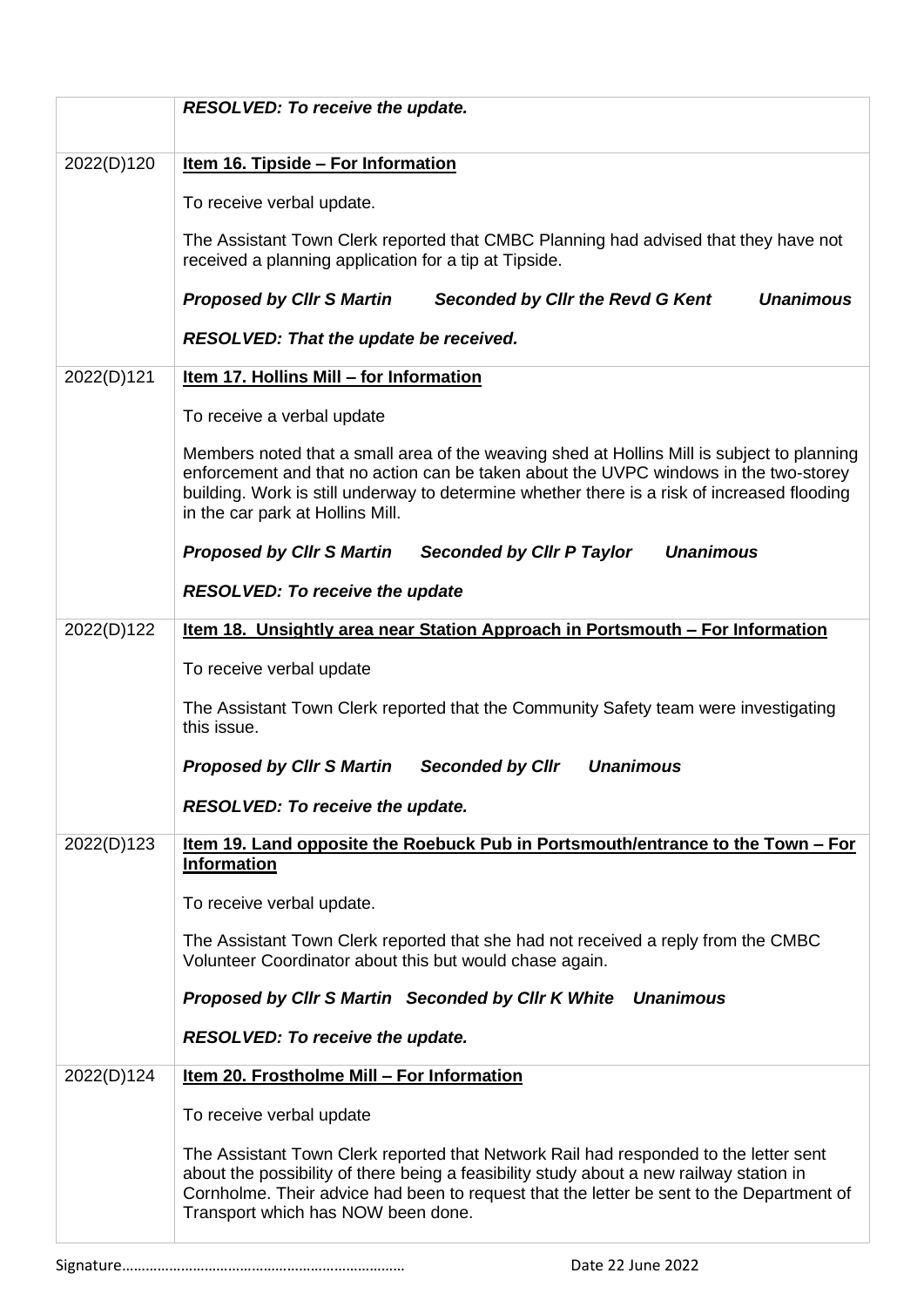| | |
|---|---|
| | ***RESOLVED: To receive the update.*** |
| 2022(D)120 | **<u>Item 16. Tipside – For Information</u>**<br><br>To receive verbal update.<br><br>The Assistant Town Clerk reported that CMBC Planning had advised that they have not received a planning application for a tip at Tipside.<br><br>***Proposed by Cllr S Martin Seconded by Cllr the Revd G Kent Unanimous***<br><br>***RESOLVED: That the update be received.*** |
| 2022(D)121 | **<u>Item 17. Hollins Mill – for Information</u>**<br><br>To receive a verbal update<br><br>Members noted that a small area of the weaving shed at Hollins Mill is subject to planning enforcement and that no action can be taken about the UVPC windows in the two-storey building. Work is still underway to determine whether there is a risk of increased flooding in the car park at Hollins Mill.<br><br>***Proposed by Cllr S Martin Seconded by Cllr P Taylor Unanimous***<br><br>***RESOLVED: To receive the update*** |
| 2022(D)122 | **<u>Item 18. Unsightly area near Station Approach in Portsmouth – For Information</u>**<br><br>To receive verbal update<br><br>The Assistant Town Clerk reported that the Community Safety team were investigating this issue.<br><br>***Proposed by Cllr S Martin Seconded by Cllr Unanimous***<br><br>***RESOLVED: To receive the update.*** |
| 2022(D)123 | **<u>Item 19. Land opposite the Roebuck Pub in Portsmouth/entrance to the Town – For Information</u>**<br><br>To receive verbal update.<br><br>The Assistant Town Clerk reported that she had not received a reply from the CMBC Volunteer Coordinator about this but would chase again.<br><br>***Proposed by Cllr S Martin Seconded by Cllr K White Unanimous***<br><br>***RESOLVED: To receive the update.*** |
| 2022(D)124 | **<u>Item 20. Frostholme Mill – For Information</u>**<br><br>To receive verbal update<br><br>The Assistant Town Clerk reported that Network Rail had responded to the letter sent about the possibility of there being a feasibility study about a new railway station in Cornholme. Their advice had been to request that the letter be sent to the Department of Transport which has NOW been done. |

Signature……………………………………………………………… Date 22 June 2022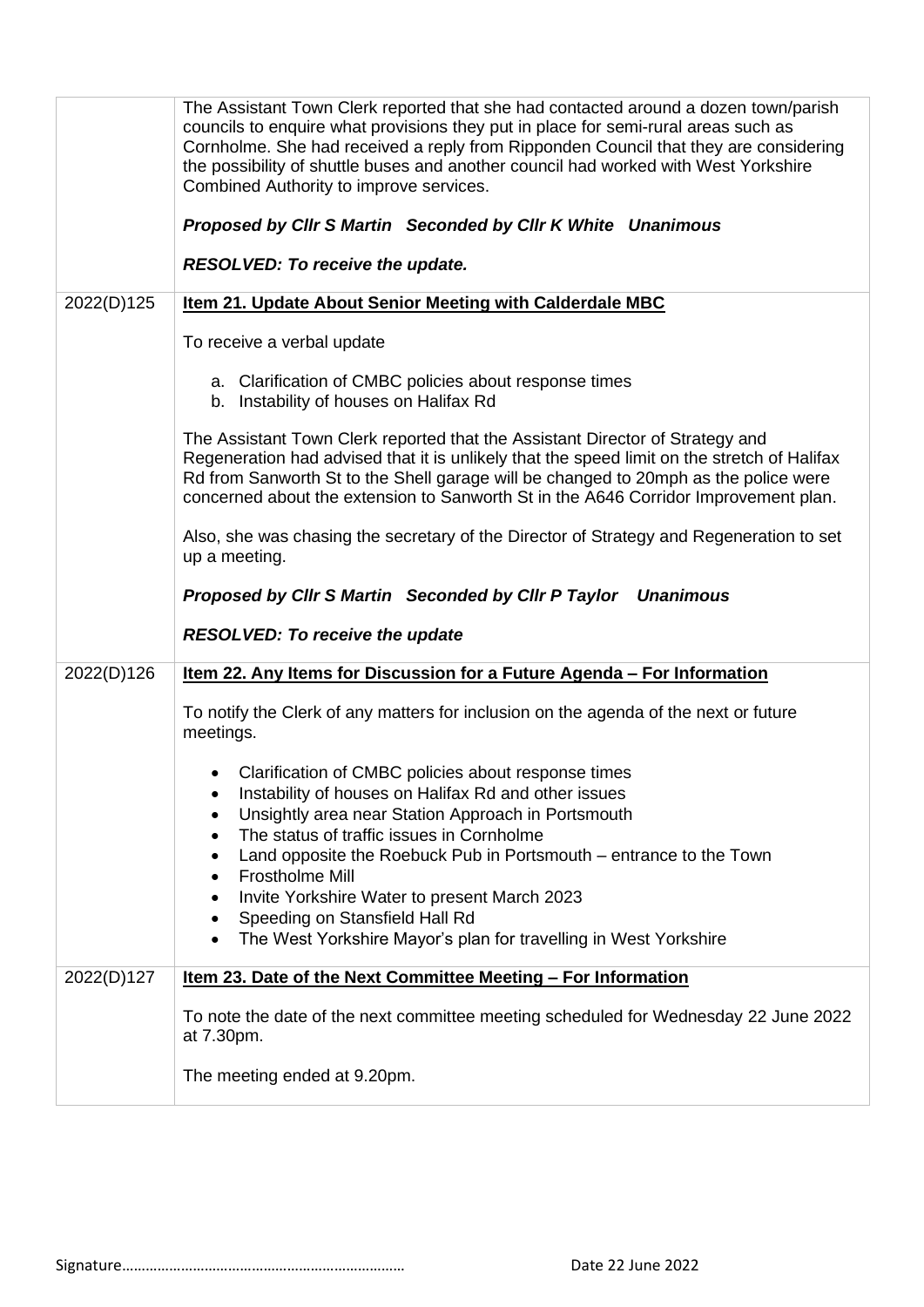| | |
|---|---|
| | The Assistant Town Clerk reported that she had contacted around a dozen town/parish councils to enquire what provisions they put in place for semi-rural areas such as Cornholme. She had received a reply from Ripponden Council that they are considering the possibility of shuttle buses and another council had worked with West Yorkshire Combined Authority to improve services.<br><br>***Proposed by Cllr S Martin Seconded by Cllr K White Unanimous***<br><br>***RESOLVED: To receive the update.*** |
| 2022(D)125 | **Item 21. Update About Senior Meeting with Calderdale MBC**<br><br>To receive a verbal update<br><br>a. Clarification of CMBC policies about response times<br>b. Instability of houses on Halifax Rd<br><br>The Assistant Town Clerk reported that the Assistant Director of Strategy and Regeneration had advised that it is unlikely that the speed limit on the stretch of Halifax Rd from Sanworth St to the Shell garage will be changed to 20mph as the police were concerned about the extension to Sanworth St in the A646 Corridor Improvement plan.<br><br>Also, she was chasing the secretary of the Director of Strategy and Regeneration to set up a meeting.<br><br>***Proposed by Cllr S Martin Seconded by Cllr P Taylor Unanimous***<br><br>***RESOLVED: To receive the update*** |
| 2022(D)126 | **Item 22. Any Items for Discussion for a Future Agenda – For Information**<br><br>To notify the Clerk of any matters for inclusion on the agenda of the next or future meetings.<br><br>• Clarification of CMBC policies about response times<br>• Instability of houses on Halifax Rd and other issues<br>• Unsightly area near Station Approach in Portsmouth<br>• The status of traffic issues in Cornholme<br>• Land opposite the Roebuck Pub in Portsmouth – entrance to the Town<br>• Frostholme Mill<br>• Invite Yorkshire Water to present March 2023<br>• Speeding on Stansfield Hall Rd<br>• The West Yorkshire Mayor's plan for travelling in West Yorkshire |
| 2022(D)127 | **Item 23. Date of the Next Committee Meeting – For Information**<br><br>To note the date of the next committee meeting scheduled for Wednesday 22 June 2022 at 7.30pm.<br><br>The meeting ended at 9.20pm. |

Signature……………………………………………………………… Date 22 June 2022